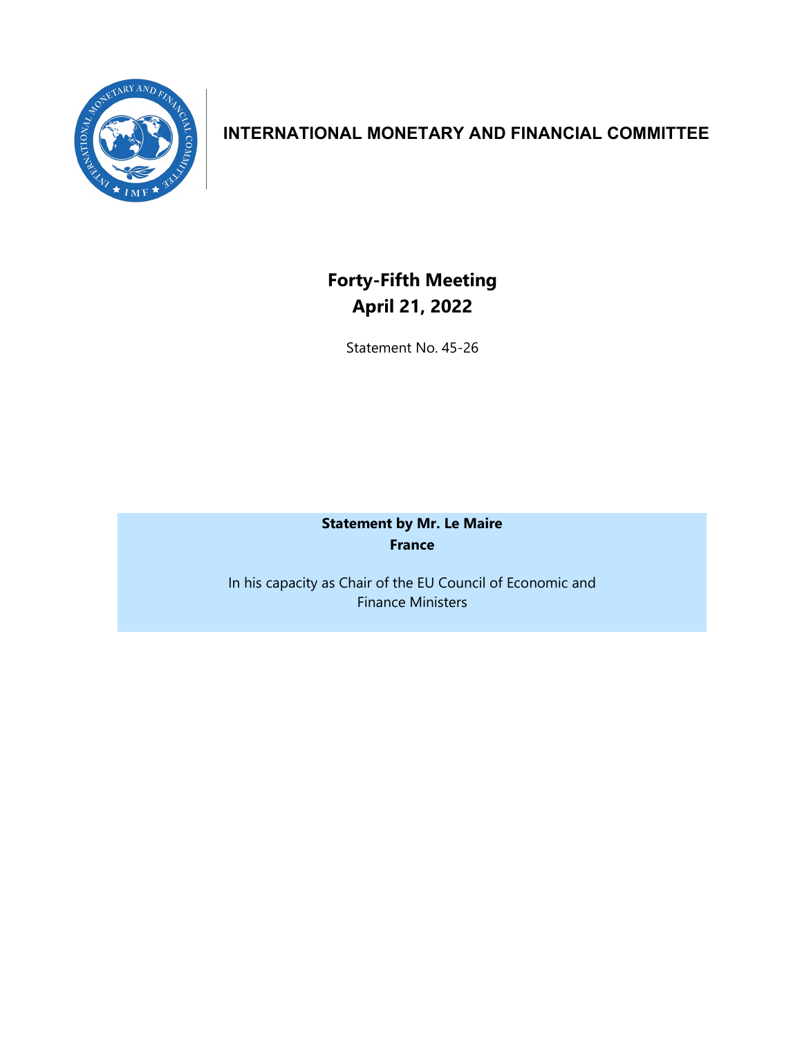# INTERNATIONAL MONETARY AND FINANCIAL COMMITTEE

## Forty-Fifth Meeting
## April 21, 2022

Statement No. 45-26

**Statement by Mr. Le Maire**
**France**

In his capacity as Chair of the EU Council of Economic and Finance Ministers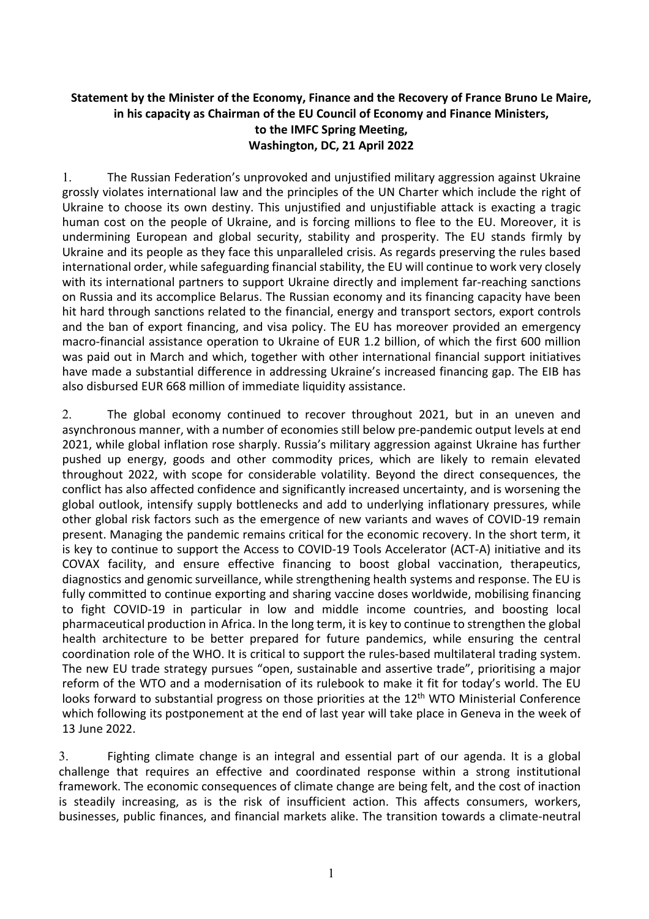**Statement by the Minister of the Economy, Finance and the Recovery of France Bruno Le Maire, in his capacity as Chairman of the EU Council of Economy and Finance Ministers, to the IMFC Spring Meeting, Washington, DC, 21 April 2022**

1. The Russian Federation's unprovoked and unjustified military aggression against Ukraine grossly violates international law and the principles of the UN Charter which include the right of Ukraine to choose its own destiny. This unjustified and unjustifiable attack is exacting a tragic human cost on the people of Ukraine, and is forcing millions to flee to the EU. Moreover, it is undermining European and global security, stability and prosperity. The EU stands firmly by Ukraine and its people as they face this unparalleled crisis. As regards preserving the rules based international order, while safeguarding financial stability, the EU will continue to work very closely with its international partners to support Ukraine directly and implement far-reaching sanctions on Russia and its accomplice Belarus. The Russian economy and its financing capacity have been hit hard through sanctions related to the financial, energy and transport sectors, export controls and the ban of export financing, and visa policy. The EU has moreover provided an emergency macro-financial assistance operation to Ukraine of EUR 1.2 billion, of which the first 600 million was paid out in March and which, together with other international financial support initiatives have made a substantial difference in addressing Ukraine's increased financing gap. The EIB has also disbursed EUR 668 million of immediate liquidity assistance.

2. The global economy continued to recover throughout 2021, but in an uneven and asynchronous manner, with a number of economies still below pre-pandemic output levels at end 2021, while global inflation rose sharply. Russia's military aggression against Ukraine has further pushed up energy, goods and other commodity prices, which are likely to remain elevated throughout 2022, with scope for considerable volatility. Beyond the direct consequences, the conflict has also affected confidence and significantly increased uncertainty, and is worsening the global outlook, intensify supply bottlenecks and add to underlying inflationary pressures, while other global risk factors such as the emergence of new variants and waves of COVID-19 remain present. Managing the pandemic remains critical for the economic recovery. In the short term, it is key to continue to support the Access to COVID-19 Tools Accelerator (ACT-A) initiative and its COVAX facility, and ensure effective financing to boost global vaccination, therapeutics, diagnostics and genomic surveillance, while strengthening health systems and response. The EU is fully committed to continue exporting and sharing vaccine doses worldwide, mobilising financing to fight COVID-19 in particular in low and middle income countries, and boosting local pharmaceutical production in Africa. In the long term, it is key to continue to strengthen the global health architecture to be better prepared for future pandemics, while ensuring the central coordination role of the WHO. It is critical to support the rules-based multilateral trading system. The new EU trade strategy pursues "open, sustainable and assertive trade", prioritising a major reform of the WTO and a modernisation of its rulebook to make it fit for today's world. The EU looks forward to substantial progress on those priorities at the 12th WTO Ministerial Conference which following its postponement at the end of last year will take place in Geneva in the week of 13 June 2022.

3. Fighting climate change is an integral and essential part of our agenda. It is a global challenge that requires an effective and coordinated response within a strong institutional framework. The economic consequences of climate change are being felt, and the cost of inaction is steadily increasing, as is the risk of insufficient action. This affects consumers, workers, businesses, public finances, and financial markets alike. The transition towards a climate-neutral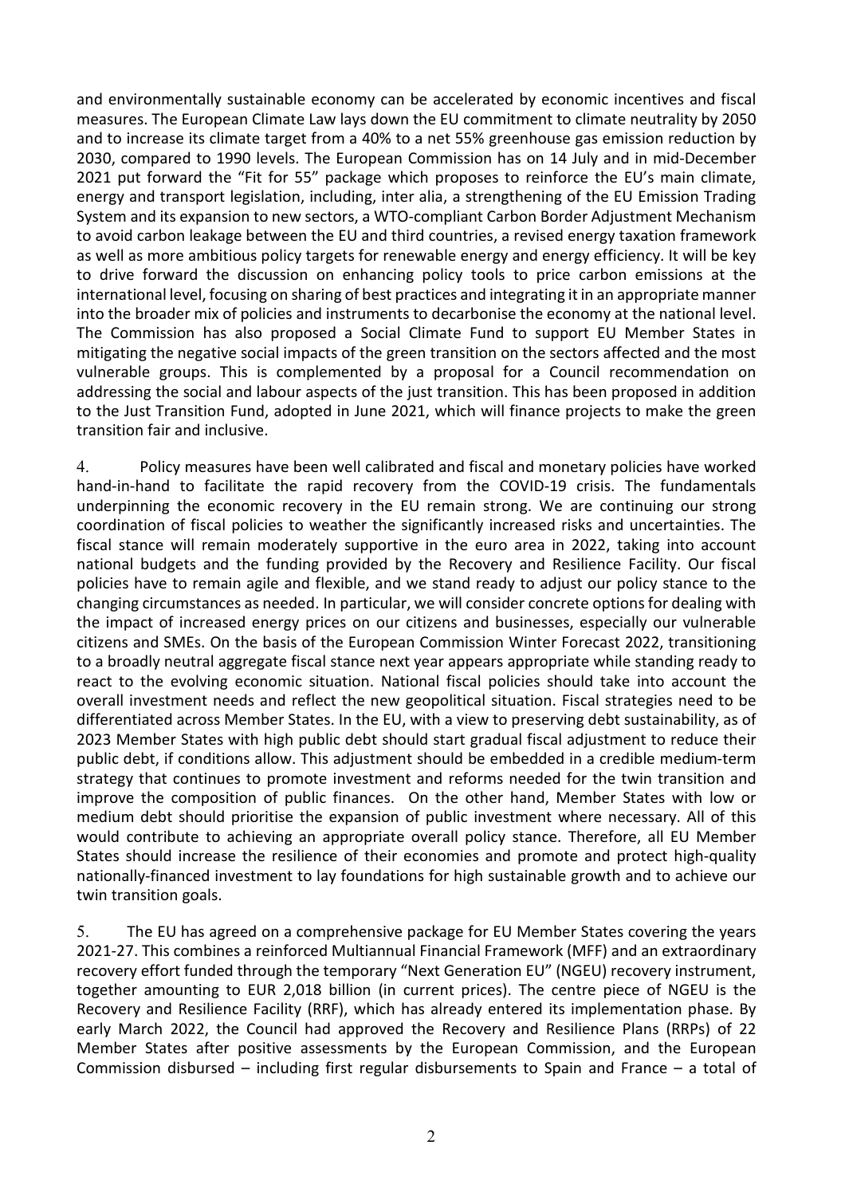and environmentally sustainable economy can be accelerated by economic incentives and fiscal measures. The European Climate Law lays down the EU commitment to climate neutrality by 2050 and to increase its climate target from a 40% to a net 55% greenhouse gas emission reduction by 2030, compared to 1990 levels. The European Commission has on 14 July and in mid-December 2021 put forward the "Fit for 55" package which proposes to reinforce the EU's main climate, energy and transport legislation, including, inter alia, a strengthening of the EU Emission Trading System and its expansion to new sectors, a WTO-compliant Carbon Border Adjustment Mechanism to avoid carbon leakage between the EU and third countries, a revised energy taxation framework as well as more ambitious policy targets for renewable energy and energy efficiency. It will be key to drive forward the discussion on enhancing policy tools to price carbon emissions at the international level, focusing on sharing of best practices and integrating it in an appropriate manner into the broader mix of policies and instruments to decarbonise the economy at the national level. The Commission has also proposed a Social Climate Fund to support EU Member States in mitigating the negative social impacts of the green transition on the sectors affected and the most vulnerable groups. This is complemented by a proposal for a Council recommendation on addressing the social and labour aspects of the just transition. This has been proposed in addition to the Just Transition Fund, adopted in June 2021, which will finance projects to make the green transition fair and inclusive.

4. Policy measures have been well calibrated and fiscal and monetary policies have worked hand-in-hand to facilitate the rapid recovery from the COVID-19 crisis. The fundamentals underpinning the economic recovery in the EU remain strong. We are continuing our strong coordination of fiscal policies to weather the significantly increased risks and uncertainties. The fiscal stance will remain moderately supportive in the euro area in 2022, taking into account national budgets and the funding provided by the Recovery and Resilience Facility. Our fiscal policies have to remain agile and flexible, and we stand ready to adjust our policy stance to the changing circumstances as needed. In particular, we will consider concrete options for dealing with the impact of increased energy prices on our citizens and businesses, especially our vulnerable citizens and SMEs. On the basis of the European Commission Winter Forecast 2022, transitioning to a broadly neutral aggregate fiscal stance next year appears appropriate while standing ready to react to the evolving economic situation. National fiscal policies should take into account the overall investment needs and reflect the new geopolitical situation. Fiscal strategies need to be differentiated across Member States. In the EU, with a view to preserving debt sustainability, as of 2023 Member States with high public debt should start gradual fiscal adjustment to reduce their public debt, if conditions allow. This adjustment should be embedded in a credible medium-term strategy that continues to promote investment and reforms needed for the twin transition and improve the composition of public finances. On the other hand, Member States with low or medium debt should prioritise the expansion of public investment where necessary. All of this would contribute to achieving an appropriate overall policy stance. Therefore, all EU Member States should increase the resilience of their economies and promote and protect high-quality nationally-financed investment to lay foundations for high sustainable growth and to achieve our twin transition goals.

5. The EU has agreed on a comprehensive package for EU Member States covering the years 2021-27. This combines a reinforced Multiannual Financial Framework (MFF) and an extraordinary recovery effort funded through the temporary "Next Generation EU" (NGEU) recovery instrument, together amounting to EUR 2,018 billion (in current prices). The centre piece of NGEU is the Recovery and Resilience Facility (RRF), which has already entered its implementation phase. By early March 2022, the Council had approved the Recovery and Resilience Plans (RRPs) of 22 Member States after positive assessments by the European Commission, and the European Commission disbursed – including first regular disbursements to Spain and France – a total of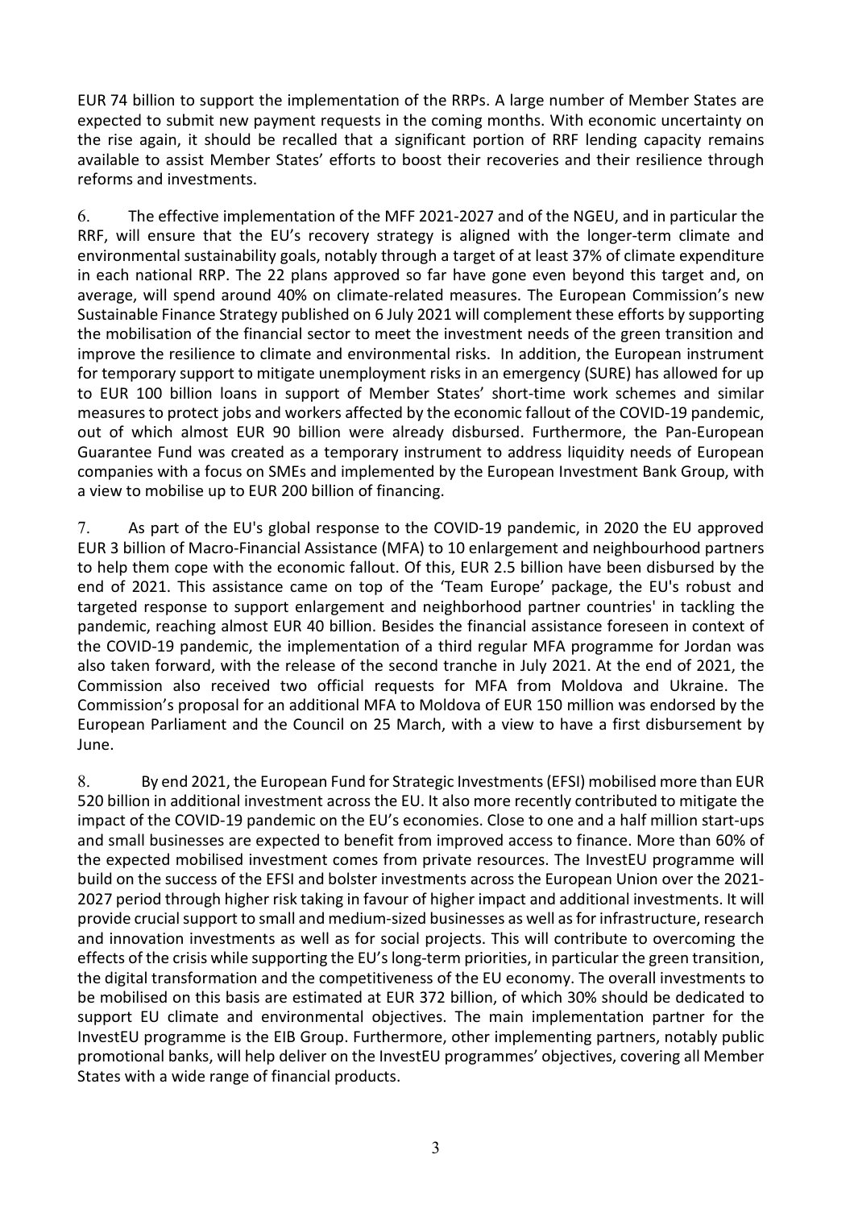EUR 74 billion to support the implementation of the RRPs. A large number of Member States are expected to submit new payment requests in the coming months. With economic uncertainty on the rise again, it should be recalled that a significant portion of RRF lending capacity remains available to assist Member States' efforts to boost their recoveries and their resilience through reforms and investments.

6. The effective implementation of the MFF 2021-2027 and of the NGEU, and in particular the RRF, will ensure that the EU's recovery strategy is aligned with the longer-term climate and environmental sustainability goals, notably through a target of at least 37% of climate expenditure in each national RRP. The 22 plans approved so far have gone even beyond this target and, on average, will spend around 40% on climate-related measures. The European Commission's new Sustainable Finance Strategy published on 6 July 2021 will complement these efforts by supporting the mobilisation of the financial sector to meet the investment needs of the green transition and improve the resilience to climate and environmental risks. In addition, the European instrument for temporary support to mitigate unemployment risks in an emergency (SURE) has allowed for up to EUR 100 billion loans in support of Member States' short-time work schemes and similar measures to protect jobs and workers affected by the economic fallout of the COVID-19 pandemic, out of which almost EUR 90 billion were already disbursed. Furthermore, the Pan-European Guarantee Fund was created as a temporary instrument to address liquidity needs of European companies with a focus on SMEs and implemented by the European Investment Bank Group, with a view to mobilise up to EUR 200 billion of financing.

7. As part of the EU's global response to the COVID-19 pandemic, in 2020 the EU approved EUR 3 billion of Macro-Financial Assistance (MFA) to 10 enlargement and neighbourhood partners to help them cope with the economic fallout. Of this, EUR 2.5 billion have been disbursed by the end of 2021. This assistance came on top of the 'Team Europe' package, the EU's robust and targeted response to support enlargement and neighborhood partner countries' in tackling the pandemic, reaching almost EUR 40 billion. Besides the financial assistance foreseen in context of the COVID-19 pandemic, the implementation of a third regular MFA programme for Jordan was also taken forward, with the release of the second tranche in July 2021. At the end of 2021, the Commission also received two official requests for MFA from Moldova and Ukraine. The Commission's proposal for an additional MFA to Moldova of EUR 150 million was endorsed by the European Parliament and the Council on 25 March, with a view to have a first disbursement by June.

8. By end 2021, the European Fund for Strategic Investments (EFSI) mobilised more than EUR 520 billion in additional investment across the EU. It also more recently contributed to mitigate the impact of the COVID-19 pandemic on the EU's economies. Close to one and a half million start-ups and small businesses are expected to benefit from improved access to finance. More than 60% of the expected mobilised investment comes from private resources. The InvestEU programme will build on the success of the EFSI and bolster investments across the European Union over the 2021-2027 period through higher risk taking in favour of higher impact and additional investments. It will provide crucial support to small and medium-sized businesses as well as for infrastructure, research and innovation investments as well as for social projects. This will contribute to overcoming the effects of the crisis while supporting the EU's long-term priorities, in particular the green transition, the digital transformation and the competitiveness of the EU economy. The overall investments to be mobilised on this basis are estimated at EUR 372 billion, of which 30% should be dedicated to support EU climate and environmental objectives. The main implementation partner for the InvestEU programme is the EIB Group. Furthermore, other implementing partners, notably public promotional banks, will help deliver on the InvestEU programmes' objectives, covering all Member States with a wide range of financial products.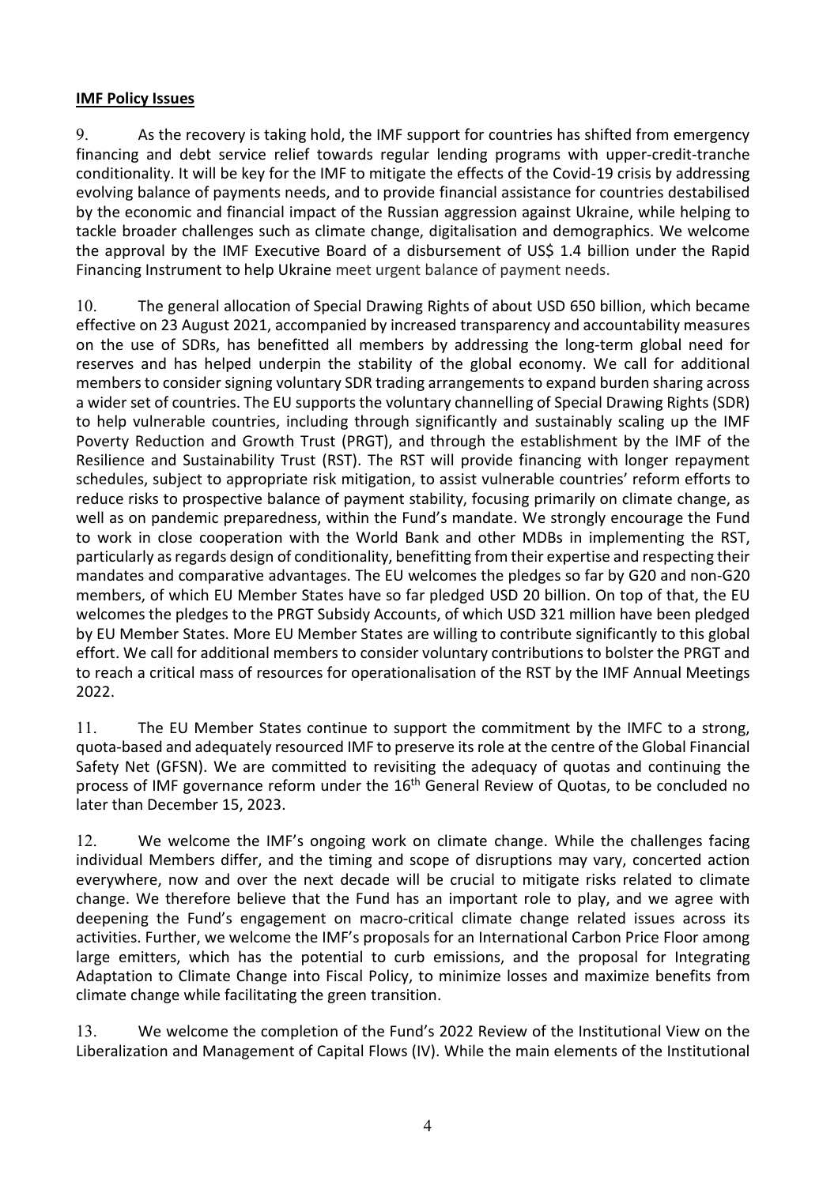## **IMF Policy Issues**

9. As the recovery is taking hold, the IMF support for countries has shifted from emergency financing and debt service relief towards regular lending programs with upper-credit-tranche conditionality. It will be key for the IMF to mitigate the effects of the Covid-19 crisis by addressing evolving balance of payments needs, and to provide financial assistance for countries destabilised by the economic and financial impact of the Russian aggression against Ukraine, while helping to tackle broader challenges such as climate change, digitalisation and demographics. We welcome the approval by the IMF Executive Board of a disbursement of US$ 1.4 billion under the Rapid Financing Instrument to help Ukraine meet urgent balance of payment needs.

10. The general allocation of Special Drawing Rights of about USD 650 billion, which became effective on 23 August 2021, accompanied by increased transparency and accountability measures on the use of SDRs, has benefitted all members by addressing the long-term global need for reserves and has helped underpin the stability of the global economy. We call for additional members to consider signing voluntary SDR trading arrangements to expand burden sharing across a wider set of countries. The EU supports the voluntary channelling of Special Drawing Rights (SDR) to help vulnerable countries, including through significantly and sustainably scaling up the IMF Poverty Reduction and Growth Trust (PRGT), and through the establishment by the IMF of the Resilience and Sustainability Trust (RST). The RST will provide financing with longer repayment schedules, subject to appropriate risk mitigation, to assist vulnerable countries' reform efforts to reduce risks to prospective balance of payment stability, focusing primarily on climate change, as well as on pandemic preparedness, within the Fund's mandate. We strongly encourage the Fund to work in close cooperation with the World Bank and other MDBs in implementing the RST, particularly as regards design of conditionality, benefitting from their expertise and respecting their mandates and comparative advantages. The EU welcomes the pledges so far by G20 and non-G20 members, of which EU Member States have so far pledged USD 20 billion. On top of that, the EU welcomes the pledges to the PRGT Subsidy Accounts, of which USD 321 million have been pledged by EU Member States. More EU Member States are willing to contribute significantly to this global effort. We call for additional members to consider voluntary contributions to bolster the PRGT and to reach a critical mass of resources for operationalisation of the RST by the IMF Annual Meetings 2022.

11. The EU Member States continue to support the commitment by the IMFC to a strong, quota-based and adequately resourced IMF to preserve its role at the centre of the Global Financial Safety Net (GFSN). We are committed to revisiting the adequacy of quotas and continuing the process of IMF governance reform under the 16th General Review of Quotas, to be concluded no later than December 15, 2023.

12. We welcome the IMF's ongoing work on climate change. While the challenges facing individual Members differ, and the timing and scope of disruptions may vary, concerted action everywhere, now and over the next decade will be crucial to mitigate risks related to climate change. We therefore believe that the Fund has an important role to play, and we agree with deepening the Fund's engagement on macro-critical climate change related issues across its activities. Further, we welcome the IMF's proposals for an International Carbon Price Floor among large emitters, which has the potential to curb emissions, and the proposal for Integrating Adaptation to Climate Change into Fiscal Policy, to minimize losses and maximize benefits from climate change while facilitating the green transition.

13. We welcome the completion of the Fund's 2022 Review of the Institutional View on the Liberalization and Management of Capital Flows (IV). While the main elements of the Institutional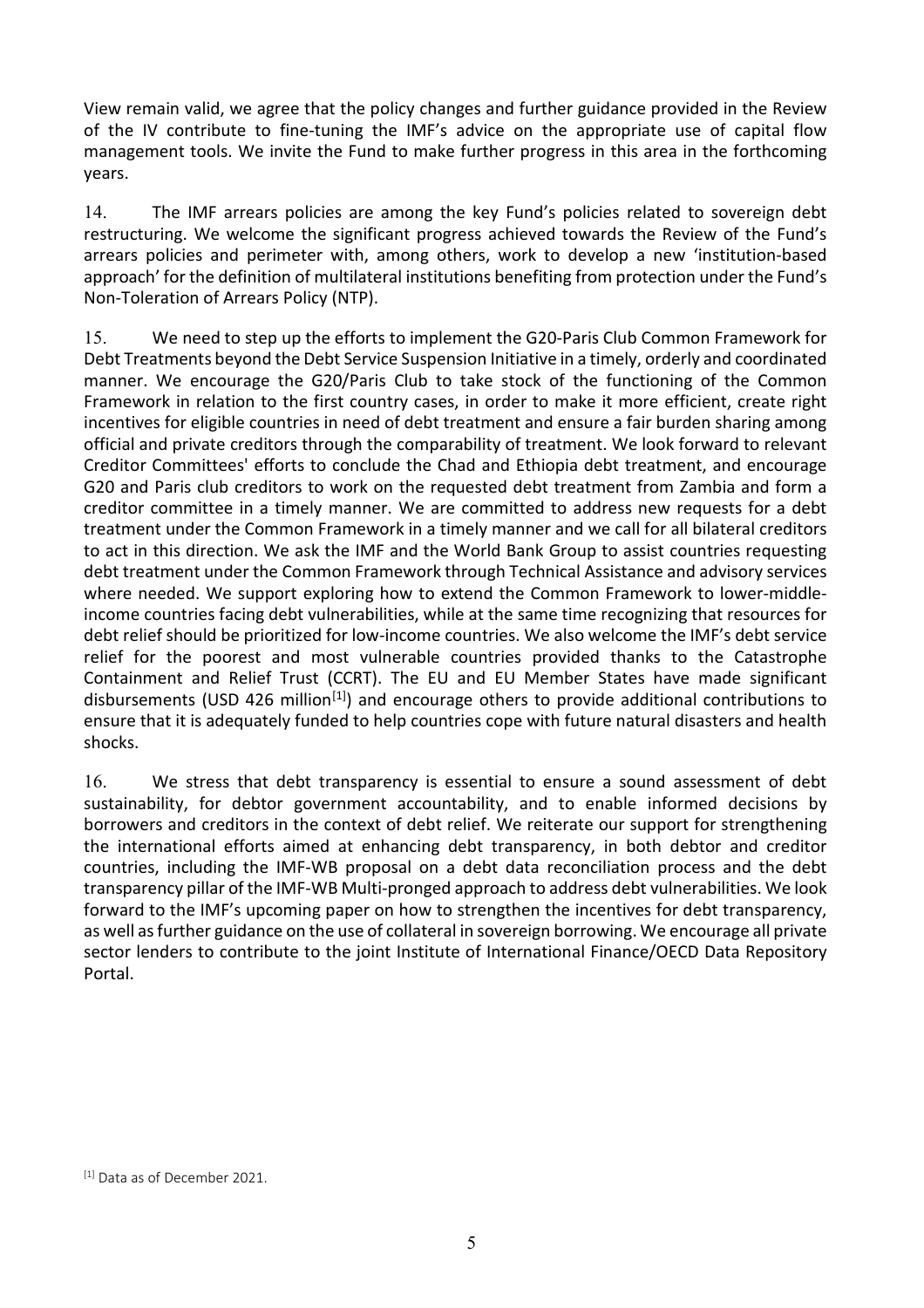View remain valid, we agree that the policy changes and further guidance provided in the Review of the IV contribute to fine-tuning the IMF's advice on the appropriate use of capital flow management tools. We invite the Fund to make further progress in this area in the forthcoming years.

14. The IMF arrears policies are among the key Fund's policies related to sovereign debt restructuring. We welcome the significant progress achieved towards the Review of the Fund's arrears policies and perimeter with, among others, work to develop a new 'institution-based approach' for the definition of multilateral institutions benefiting from protection under the Fund's Non-Toleration of Arrears Policy (NTP).

15. We need to step up the efforts to implement the G20-Paris Club Common Framework for Debt Treatments beyond the Debt Service Suspension Initiative in a timely, orderly and coordinated manner. We encourage the G20/Paris Club to take stock of the functioning of the Common Framework in relation to the first country cases, in order to make it more efficient, create right incentives for eligible countries in need of debt treatment and ensure a fair burden sharing among official and private creditors through the comparability of treatment. We look forward to relevant Creditor Committees' efforts to conclude the Chad and Ethiopia debt treatment, and encourage G20 and Paris club creditors to work on the requested debt treatment from Zambia and form a creditor committee in a timely manner. We are committed to address new requests for a debt treatment under the Common Framework in a timely manner and we call for all bilateral creditors to act in this direction. We ask the IMF and the World Bank Group to assist countries requesting debt treatment under the Common Framework through Technical Assistance and advisory services where needed. We support exploring how to extend the Common Framework to lower-middle-income countries facing debt vulnerabilities, while at the same time recognizing that resources for debt relief should be prioritized for low-income countries. We also welcome the IMF's debt service relief for the poorest and most vulnerable countries provided thanks to the Catastrophe Containment and Relief Trust (CCRT). The EU and EU Member States have made significant disbursements (USD 426 million[1]) and encourage others to provide additional contributions to ensure that it is adequately funded to help countries cope with future natural disasters and health shocks.

16. We stress that debt transparency is essential to ensure a sound assessment of debt sustainability, for debtor government accountability, and to enable informed decisions by borrowers and creditors in the context of debt relief. We reiterate our support for strengthening the international efforts aimed at enhancing debt transparency, in both debtor and creditor countries, including the IMF-WB proposal on a debt data reconciliation process and the debt transparency pillar of the IMF-WB Multi-pronged approach to address debt vulnerabilities. We look forward to the IMF's upcoming paper on how to strengthen the incentives for debt transparency, as well as further guidance on the use of collateral in sovereign borrowing. We encourage all private sector lenders to contribute to the joint Institute of International Finance/OECD Data Repository Portal.

[1] Data as of December 2021.